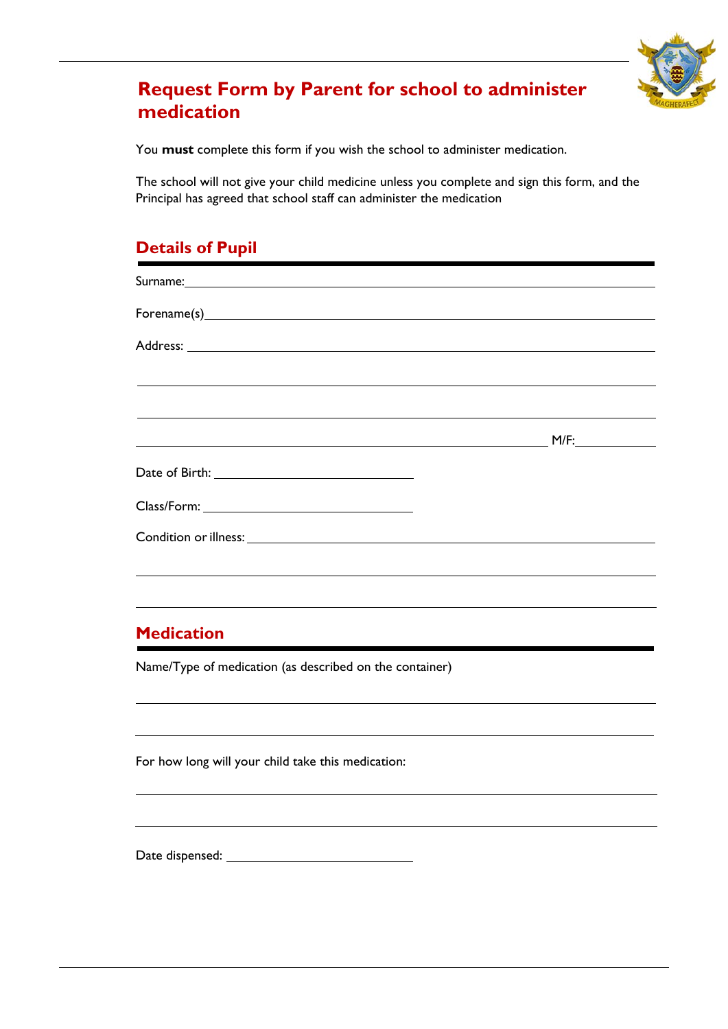# Request Form by Parent for school to administer medication

You **must** complete this form if you wish the school to administer medication.

The school will not give your child medicine unless you complete and sign this form, and the Principal has agreed that school staff can administer the medication

## Details of Pupil

Surname: ______________________________

Forename(s) ______________________________

Address: ______________________________

______________________________

______________________________

______________________________ M/F: __________

Date of Birth: ______________________________

Class/Form: ______________________________

Condition or illness: ______________________________

______________________________

______________________________

## Medication

Name/Type of medication (as described on the container)

______________________________

______________________________

For how long will your child take this medication:

______________________________

______________________________

Date dispensed: ______________________________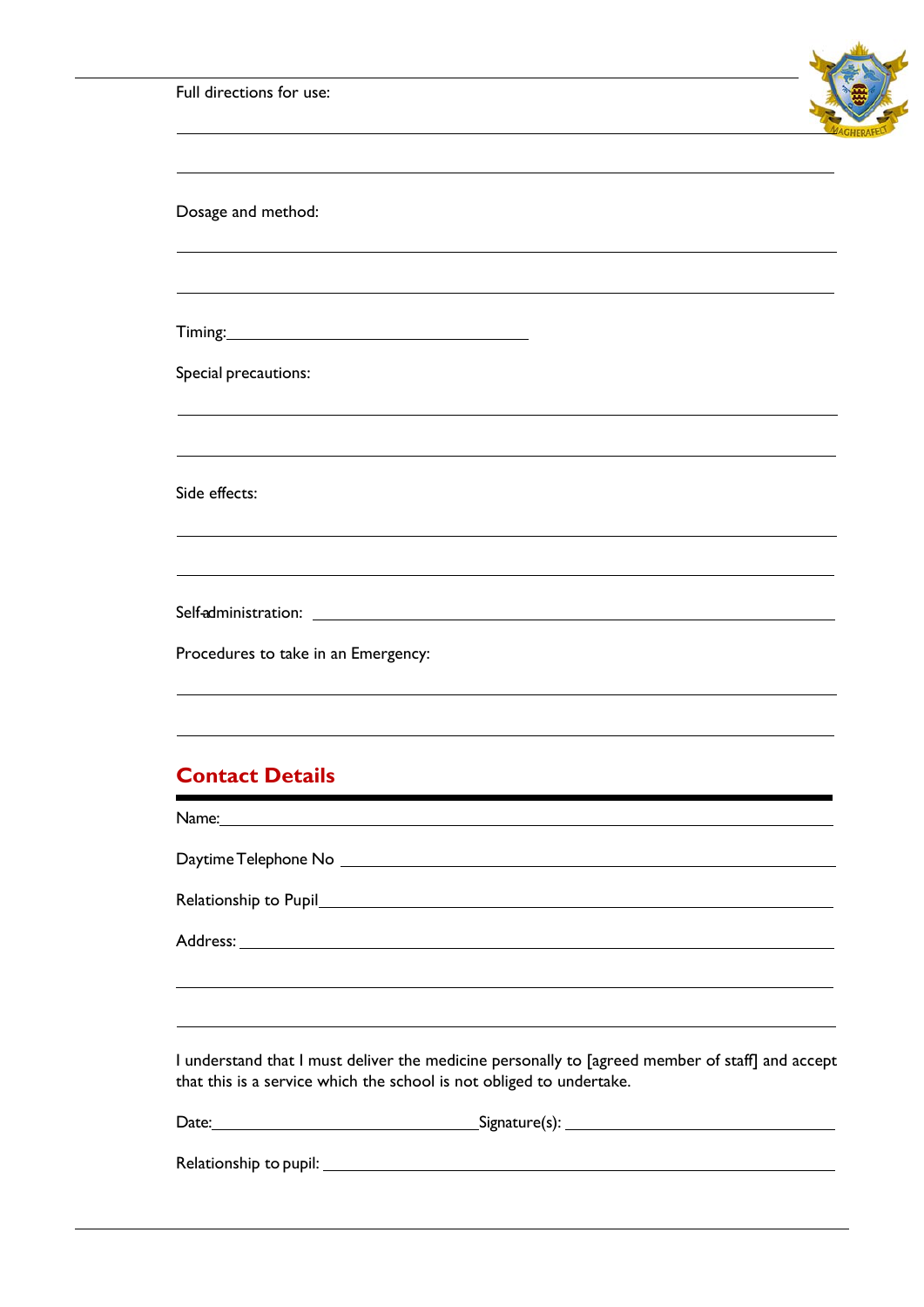Full directions for use:

\_\_\_\_\_\_\_\_\_\_\_\_\_\_\_\_\_\_\_\_\_\_\_\_\_\_\_\_\_\_\_\_\_\_\_\_\_\_\_\_\_\_\_\_\_\_\_\_\_\_\_\_\_\_\_\_\_\_\_\_

\_\_\_\_\_\_\_\_\_\_\_\_\_\_\_\_\_\_\_\_\_\_\_\_\_\_\_\_\_\_\_\_\_\_\_\_\_\_\_\_\_\_\_\_\_\_\_\_\_\_\_\_\_\_\_\_\_\_\_\_

Dosage and method:

\_\_\_\_\_\_\_\_\_\_\_\_\_\_\_\_\_\_\_\_\_\_\_\_\_\_\_\_\_\_\_\_\_\_\_\_\_\_\_\_\_\_\_\_\_\_\_\_\_\_\_\_\_\_\_\_\_\_\_\_

\_\_\_\_\_\_\_\_\_\_\_\_\_\_\_\_\_\_\_\_\_\_\_\_\_\_\_\_\_\_\_\_\_\_\_\_\_\_\_\_\_\_\_\_\_\_\_\_\_\_\_\_\_\_\_\_\_\_\_\_

Timing: \_\_\_\_\_\_\_\_\_\_\_\_\_\_\_\_\_\_\_\_\_\_\_\_\_\_\_\_\_\_

Special precautions:

\_\_\_\_\_\_\_\_\_\_\_\_\_\_\_\_\_\_\_\_\_\_\_\_\_\_\_\_\_\_\_\_\_\_\_\_\_\_\_\_\_\_\_\_\_\_\_\_\_\_\_\_\_\_\_\_\_\_\_\_

\_\_\_\_\_\_\_\_\_\_\_\_\_\_\_\_\_\_\_\_\_\_\_\_\_\_\_\_\_\_\_\_\_\_\_\_\_\_\_\_\_\_\_\_\_\_\_\_\_\_\_\_\_\_\_\_\_\_\_\_

Side effects:

\_\_\_\_\_\_\_\_\_\_\_\_\_\_\_\_\_\_\_\_\_\_\_\_\_\_\_\_\_\_\_\_\_\_\_\_\_\_\_\_\_\_\_\_\_\_\_\_\_\_\_\_\_\_\_\_\_\_\_\_

\_\_\_\_\_\_\_\_\_\_\_\_\_\_\_\_\_\_\_\_\_\_\_\_\_\_\_\_\_\_\_\_\_\_\_\_\_\_\_\_\_\_\_\_\_\_\_\_\_\_\_\_\_\_\_\_\_\_\_\_

Self-administration: \_\_\_\_\_\_\_\_\_\_\_\_\_\_\_\_\_\_\_\_\_\_\_\_\_\_\_\_\_\_\_\_\_\_\_\_\_\_\_\_\_\_\_\_\_\_\_\_

Procedures to take in an Emergency:

\_\_\_\_\_\_\_\_\_\_\_\_\_\_\_\_\_\_\_\_\_\_\_\_\_\_\_\_\_\_\_\_\_\_\_\_\_\_\_\_\_\_\_\_\_\_\_\_\_\_\_\_\_\_\_\_\_\_\_\_

\_\_\_\_\_\_\_\_\_\_\_\_\_\_\_\_\_\_\_\_\_\_\_\_\_\_\_\_\_\_\_\_\_\_\_\_\_\_\_\_\_\_\_\_\_\_\_\_\_\_\_\_\_\_\_\_\_\_\_\_

## Contact Details

Name: \_\_\_\_\_\_\_\_\_\_\_\_\_\_\_\_\_\_\_\_\_\_\_\_\_\_\_\_\_\_\_\_\_\_\_\_\_\_\_\_\_\_\_\_\_\_\_\_\_\_\_\_\_\_\_\_

Daytime Telephone No \_\_\_\_\_\_\_\_\_\_\_\_\_\_\_\_\_\_\_\_\_\_\_\_\_\_\_\_\_\_\_\_\_\_\_\_\_\_\_\_\_\_\_\_

Relationship to Pupil \_\_\_\_\_\_\_\_\_\_\_\_\_\_\_\_\_\_\_\_\_\_\_\_\_\_\_\_\_\_\_\_\_\_\_\_\_\_\_\_\_\_\_\_\_

Address: \_\_\_\_\_\_\_\_\_\_\_\_\_\_\_\_\_\_\_\_\_\_\_\_\_\_\_\_\_\_\_\_\_\_\_\_\_\_\_\_\_\_\_\_\_\_\_\_\_\_\_\_\_\_

\_\_\_\_\_\_\_\_\_\_\_\_\_\_\_\_\_\_\_\_\_\_\_\_\_\_\_\_\_\_\_\_\_\_\_\_\_\_\_\_\_\_\_\_\_\_\_\_\_\_\_\_\_\_\_\_\_\_\_\_

\_\_\_\_\_\_\_\_\_\_\_\_\_\_\_\_\_\_\_\_\_\_\_\_\_\_\_\_\_\_\_\_\_\_\_\_\_\_\_\_\_\_\_\_\_\_\_\_\_\_\_\_\_\_\_\_\_\_\_\_

I understand that I must deliver the medicine personally to [agreed member of staff] and accept that this is a service which the school is not obliged to undertake.

Date: \_\_\_\_\_\_\_\_\_\_\_\_\_\_\_\_\_\_\_\_\_\_\_\_\_\_ Signature(s): \_\_\_\_\_\_\_\_\_\_\_\_\_\_\_\_\_\_\_\_\_\_\_\_\_\_

Relationship to pupil: \_\_\_\_\_\_\_\_\_\_\_\_\_\_\_\_\_\_\_\_\_\_\_\_\_\_\_\_\_\_\_\_\_\_\_\_\_\_\_\_\_\_\_\_\_\_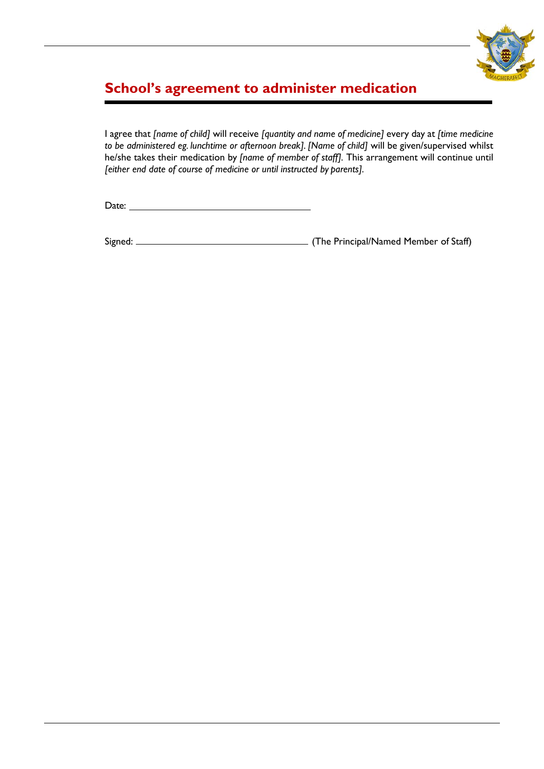## School's agreement to administer medication

I agree that *[name of child]* will receive *[quantity and name of medicine]* every day at *[time medicine to be administered eg. lunchtime or afternoon break]*. *[Name of child]* will be given/supervised whilst he/she takes their medication by *[name of member of staff]*. This arrangement will continue until *[either end date of course of medicine or until instructed by parents]*.

Date: ________________________________

Signed: ________________________________ (The Principal/Named Member of Staff)